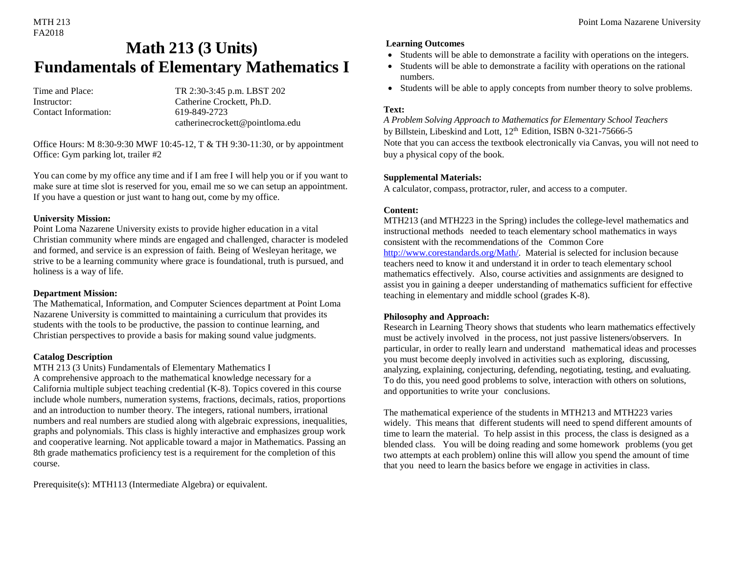MTH 213
FA2018

# Math 213 (3 Units)
# Fundamentals of Elementary Mathematics I

Time and Place: TR 2:30-3:45 p.m. LBST 202
Instructor: Catherine Crockett, Ph.D.
Contact Information: 619-849-2723
catherinecrockett@pointloma.edu

Office Hours: M 8:30-9:30 MWF 10:45-12, T & TH 9:30-11:30, or by appointment
Office: Gym parking lot, trailer #2

You can come by my office any time and if I am free I will help you or if you want to make sure at time slot is reserved for you, email me so we can setup an appointment. If you have a question or just want to hang out, come by my office.

**University Mission:**
Point Loma Nazarene University exists to provide higher education in a vital Christian community where minds are engaged and challenged, character is modeled and formed, and service is an expression of faith. Being of Wesleyan heritage, we strive to be a learning community where grace is foundational, truth is pursued, and holiness is a way of life.

**Department Mission:**
The Mathematical, Information, and Computer Sciences department at Point Loma Nazarene University is committed to maintaining a curriculum that provides its students with the tools to be productive, the passion to continue learning, and Christian perspectives to provide a basis for making sound value judgments.

**Catalog Description**
MTH 213 (3 Units) Fundamentals of Elementary Mathematics I
A comprehensive approach to the mathematical knowledge necessary for a California multiple subject teaching credential (K-8). Topics covered in this course include whole numbers, numeration systems, fractions, decimals, ratios, proportions and an introduction to number theory. The integers, rational numbers, irrational numbers and real numbers are studied along with algebraic expressions, inequalities, graphs and polynomials. This class is highly interactive and emphasizes group work and cooperative learning. Not applicable toward a major in Mathematics. Passing an 8th grade mathematics proficiency test is a requirement for the completion of this course.

Prerequisite(s): MTH113 (Intermediate Algebra) or equivalent.

**Learning Outcomes**
- Students will be able to demonstrate a facility with operations on the integers.
- Students will be able to demonstrate a facility with operations on the rational numbers.
- Students will be able to apply concepts from number theory to solve problems.

**Text:**
*A Problem Solving Approach to Mathematics for Elementary School Teachers* by Billstein, Libeskind and Lott, 12th Edition, ISBN 0-321-75666-5
Note that you can access the textbook electronically via Canvas, you will not need to buy a physical copy of the book.

**Supplemental Materials:**
A calculator, compass, protractor, ruler, and access to a computer.

**Content:**
MTH213 (and MTH223 in the Spring) includes the college-level mathematics and instructional methods needed to teach elementary school mathematics in ways consistent with the recommendations of the Common Core http://www.corestandards.org/Math/. Material is selected for inclusion because teachers need to know it and understand it in order to teach elementary school mathematics effectively. Also, course activities and assignments are designed to assist you in gaining a deeper understanding of mathematics sufficient for effective teaching in elementary and middle school (grades K-8).

**Philosophy and Approach:**
Research in Learning Theory shows that students who learn mathematics effectively must be actively involved in the process, not just passive listeners/observers. In particular, in order to really learn and understand mathematical ideas and processes you must become deeply involved in activities such as exploring, discussing, analyzing, explaining, conjecturing, defending, negotiating, testing, and evaluating. To do this, you need good problems to solve, interaction with others on solutions, and opportunities to write your conclusions.

The mathematical experience of the students in MTH213 and MTH223 varies widely. This means that different students will need to spend different amounts of time to learn the material. To help assist in this process, the class is designed as a blended class. You will be doing reading and some homework problems (you get two attempts at each problem) online this will allow you spend the amount of time that you need to learn the basics before we engage in activities in class.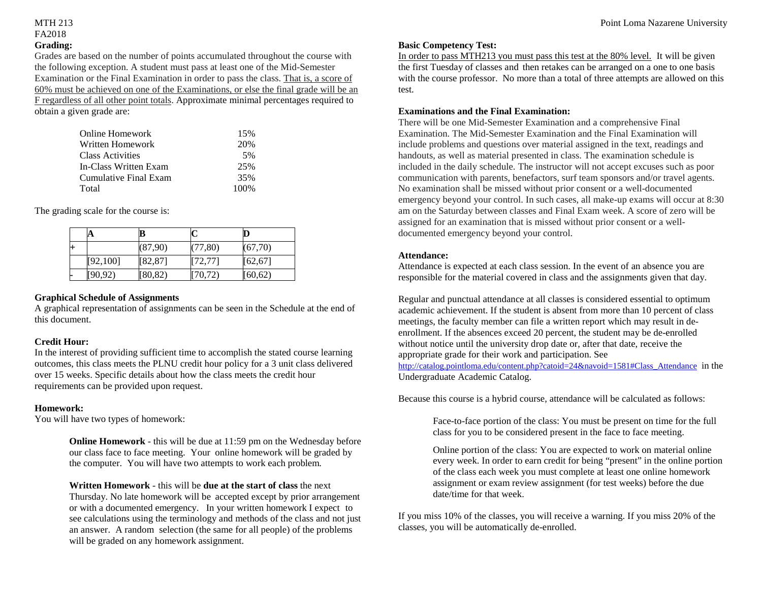## Grading:

Grades are based on the number of points accumulated throughout the course with the following exception. A student must pass at least one of the Mid-Semester Examination or the Final Examination in order to pass the class. That is, a score of 60% must be achieved on one of the Examinations, or else the final grade will be an F regardless of all other point totals. Approximate minimal percentages required to obtain a given grade are:

| | |
|---|---|
| Online Homework | 15% |
| Written Homework | 20% |
| Class Activities | 5% |
| In-Class Written Exam | 25% |
| Cumulative Final Exam | 35% |
| Total | 100% |

The grading scale for the course is:

| | A | B | C | D |
|---|---|---|---|---|
| + | | (87,90) | (77,80) | (67,70) |
| | [92,100] | [82,87] | [72,77] | [62,67] |
| - | [90,92) | [80,82) | [70,72) | [60,62) |

### Graphical Schedule of Assignments

A graphical representation of assignments can be seen in the Schedule at the end of this document.

### Credit Hour:

In the interest of providing sufficient time to accomplish the stated course learning outcomes, this class meets the PLNU credit hour policy for a 3 unit class delivered over 15 weeks. Specific details about how the class meets the credit hour requirements can be provided upon request.

### Homework:

You will have two types of homework:

> **Online Homework** - this will be due at 11:59 pm on the Wednesday before our class face to face meeting. Your online homework will be graded by the computer. You will have two attempts to work each problem.
>
> **Written Homework** - this will be **due at the start of class** the next Thursday. No late homework will be accepted except by prior arrangement or with a documented emergency. In your written homework I expect to see calculations using the terminology and methods of the class and not just an answer. A random selection (the same for all people) of the problems will be graded on any homework assignment.

### Basic Competency Test:

In order to pass MTH213 you must pass this test at the 80% level. It will be given the first Tuesday of classes and then retakes can be arranged on a one to one basis with the course professor. No more than a total of three attempts are allowed on this test.

### Examinations and the Final Examination:

There will be one Mid-Semester Examination and a comprehensive Final Examination. The Mid-Semester Examination and the Final Examination will include problems and questions over material assigned in the text, readings and handouts, as well as material presented in class. The examination schedule is included in the daily schedule. The instructor will not accept excuses such as poor communication with parents, benefactors, surf team sponsors and/or travel agents. No examination shall be missed without prior consent or a well-documented emergency beyond your control. In such cases, all make-up exams will occur at 8:30 am on the Saturday between classes and Final Exam week. A score of zero will be assigned for an examination that is missed without prior consent or a well-documented emergency beyond your control.

### Attendance:

Attendance is expected at each class session. In the event of an absence you are responsible for the material covered in class and the assignments given that day.

Regular and punctual attendance at all classes is considered essential to optimum academic achievement. If the student is absent from more than 10 percent of class meetings, the faculty member can file a written report which may result in de-enrollment. If the absences exceed 20 percent, the student may be de-enrolled without notice until the university drop date or, after that date, receive the appropriate grade for their work and participation. See http://catalog.pointloma.edu/content.php?catoid=24&navoid=1581#Class_Attendance in the Undergraduate Academic Catalog.

Because this course is a hybrid course, attendance will be calculated as follows:

> Face-to-face portion of the class: You must be present on time for the full class for you to be considered present in the face to face meeting.
>
> Online portion of the class: You are expected to work on material online every week. In order to earn credit for being "present" in the online portion of the class each week you must complete at least one online homework assignment or exam review assignment (for test weeks) before the due date/time for that week.

If you miss 10% of the classes, you will receive a warning. If you miss 20% of the classes, you will be automatically de-enrolled.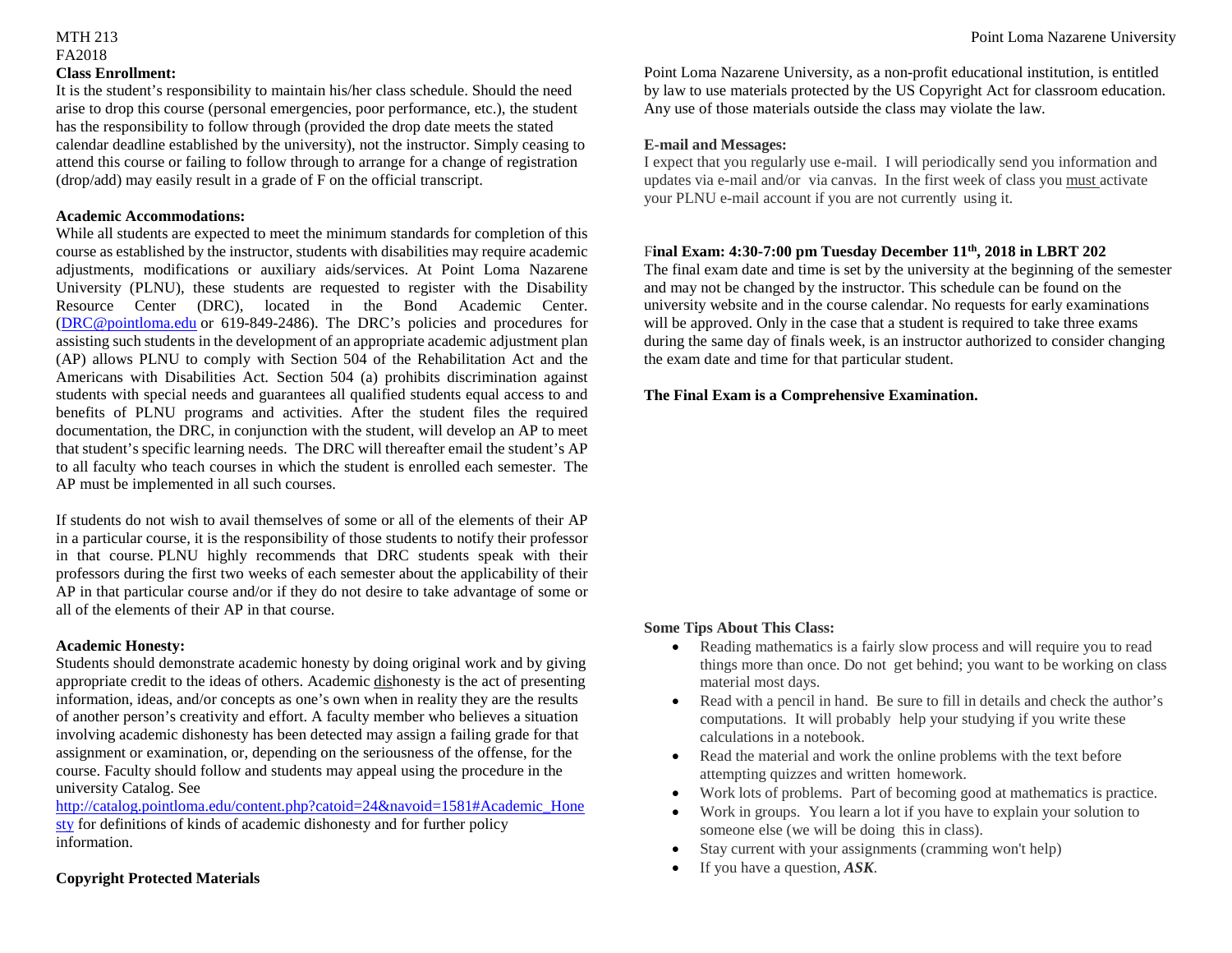## Class Enrollment:

It is the student's responsibility to maintain his/her class schedule. Should the need arise to drop this course (personal emergencies, poor performance, etc.), the student has the responsibility to follow through (provided the drop date meets the stated calendar deadline established by the university), not the instructor. Simply ceasing to attend this course or failing to follow through to arrange for a change of registration (drop/add) may easily result in a grade of F on the official transcript.

## Academic Accommodations:

While all students are expected to meet the minimum standards for completion of this course as established by the instructor, students with disabilities may require academic adjustments, modifications or auxiliary aids/services. At Point Loma Nazarene University (PLNU), these students are requested to register with the Disability Resource Center (DRC), located in the Bond Academic Center. (DRC@pointloma.edu or 619-849-2486). The DRC's policies and procedures for assisting such students in the development of an appropriate academic adjustment plan (AP) allows PLNU to comply with Section 504 of the Rehabilitation Act and the Americans with Disabilities Act. Section 504 (a) prohibits discrimination against students with special needs and guarantees all qualified students equal access to and benefits of PLNU programs and activities. After the student files the required documentation, the DRC, in conjunction with the student, will develop an AP to meet that student's specific learning needs. The DRC will thereafter email the student's AP to all faculty who teach courses in which the student is enrolled each semester. The AP must be implemented in all such courses.

If students do not wish to avail themselves of some or all of the elements of their AP in a particular course, it is the responsibility of those students to notify their professor in that course. PLNU highly recommends that DRC students speak with their professors during the first two weeks of each semester about the applicability of their AP in that particular course and/or if they do not desire to take advantage of some or all of the elements of their AP in that course.

## Academic Honesty:

Students should demonstrate academic honesty by doing original work and by giving appropriate credit to the ideas of others. Academic dishonesty is the act of presenting information, ideas, and/or concepts as one's own when in reality they are the results of another person's creativity and effort. A faculty member who believes a situation involving academic dishonesty has been detected may assign a failing grade for that assignment or examination, or, depending on the seriousness of the offense, for the course. Faculty should follow and students may appeal using the procedure in the university Catalog. See http://catalog.pointloma.edu/content.php?catoid=24&navoid=1581#Academic_Honesty for definitions of kinds of academic dishonesty and for further policy information.

## Copyright Protected Materials

Point Loma Nazarene University, as a non-profit educational institution, is entitled by law to use materials protected by the US Copyright Act for classroom education. Any use of those materials outside the class may violate the law.

## E-mail and Messages:

I expect that you regularly use e-mail. I will periodically send you information and updates via e-mail and/or via canvas. In the first week of class you must activate your PLNU e-mail account if you are not currently using it.

## Final Exam: 4:30-7:00 pm Tuesday December 11th, 2018 in LBRT 202

The final exam date and time is set by the university at the beginning of the semester and may not be changed by the instructor. This schedule can be found on the university website and in the course calendar. No requests for early examinations will be approved. Only in the case that a student is required to take three exams during the same day of finals week, is an instructor authorized to consider changing the exam date and time for that particular student.

**The Final Exam is a Comprehensive Examination.**

## Some Tips About This Class:

- Reading mathematics is a fairly slow process and will require you to read things more than once. Do not get behind; you want to be working on class material most days.
- Read with a pencil in hand. Be sure to fill in details and check the author's computations. It will probably help your studying if you write these calculations in a notebook.
- Read the material and work the online problems with the text before attempting quizzes and written homework.
- Work lots of problems. Part of becoming good at mathematics is practice.
- Work in groups. You learn a lot if you have to explain your solution to someone else (we will be doing this in class).
- Stay current with your assignments (cramming won't help)
- If you have a question, ***ASK***.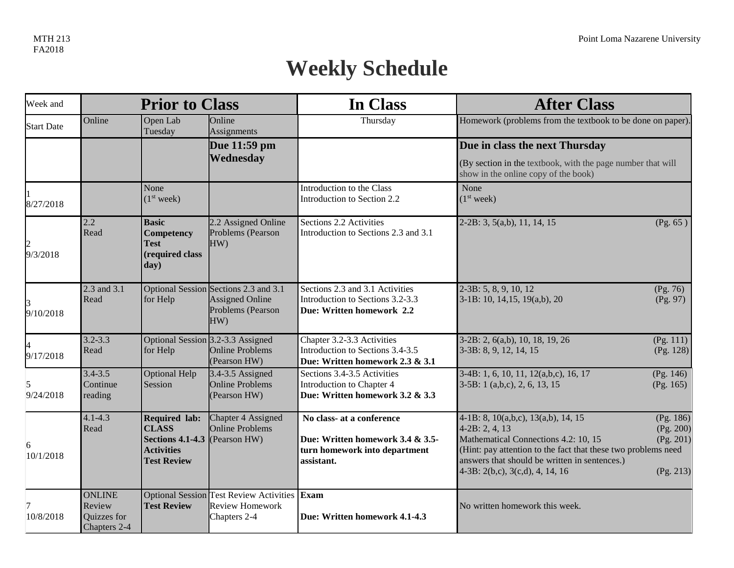# Weekly Schedule

| Week and | Prior to Class | | | In Class | After Class |
|---|---|---|---|---|---|
| Start Date | Online | Open Lab Tuesday | Online Assignments | Thursday | Homework (problems from the textbook to be done on paper). |
| | | | **Due 11:59 pm Wednesday** | | **Due in class the next Thursday** (By section in the textbook, with the page number that will show in the online copy of the book) |
| 1 8/27/2018 | | None (1st week) | | Introduction to the Class Introduction to Section 2.2 | None (1st week) |
| 2 9/3/2018 | 2.2 Read | **Basic Competency Test (required class day)** | 2.2 Assigned Online Problems (Pearson HW) | Sections 2.2 Activities Introduction to Sections 2.3 and 3.1 | 2-2B: 3, 5(a,b), 11, 14, 15 (Pg. 65 ) |
| 3 9/10/2018 | 2.3 and 3.1 Read | Optional Session for Help | Sections 2.3 and 3.1 Assigned Online Problems (Pearson HW) | Sections 2.3 and 3.1 Activities Introduction to Sections 3.2-3.3 **Due: Written homework 2.2** | 2-3B: 5, 8, 9, 10, 12 (Pg. 76) 3-1B: 10, 14,15, 19(a,b), 20 (Pg. 97) |
| 4 9/17/2018 | 3.2-3.3 Read | Optional Session for Help | 3.2-3.3 Assigned Online Problems (Pearson HW) | Chapter 3.2-3.3 Activities Introduction to Sections 3.4-3.5 **Due: Written homework 2.3 & 3.1** | 3-2B: 2, 6(a,b), 10, 18, 19, 26 (Pg. 111) 3-3B: 8, 9, 12, 14, 15 (Pg. 128) |
| 5 9/24/2018 | 3.4-3.5 Continue reading | Optional Help Session | 3.4-3.5 Assigned Online Problems (Pearson HW) | Sections 3.4-3.5 Activities Introduction to Chapter 4 **Due: Written homework 3.2 & 3.3** | 3-4B: 1, 6, 10, 11, 12(a,b,c), 16, 17 (Pg. 146) 3-5B: 1 (a,b,c), 2, 6, 13, 15 (Pg. 165) |
| 6 10/1/2018 | 4.1-4.3 Read | **Required lab: CLASS Sections 4.1-4.3 Activities Test Review** | Chapter 4 Assigned Online Problems (Pearson HW) | **No class- at a conference** **Due: Written homework 3.4 & 3.5- turn homework into department assistant.** | 4-1B: 8, 10(a,b,c), 13(a,b), 14, 15 (Pg. 186) 4-2B: 2, 4, 13 (Pg. 200) Mathematical Connections 4.2: 10, 15 (Pg. 201) (Hint: pay attention to the fact that these two problems need answers that should be written in sentences.) 4-3B: 2(b,c), 3(c,d), 4, 14, 16 (Pg. 213) |
| 7 10/8/2018 | ONLINE Review Quizzes for Chapters 2-4 | Optional Session **Test Review** | Test Review Activities Review Homework Chapters 2-4 | **Exam** **Due: Written homework 4.1-4.3** | No written homework this week. |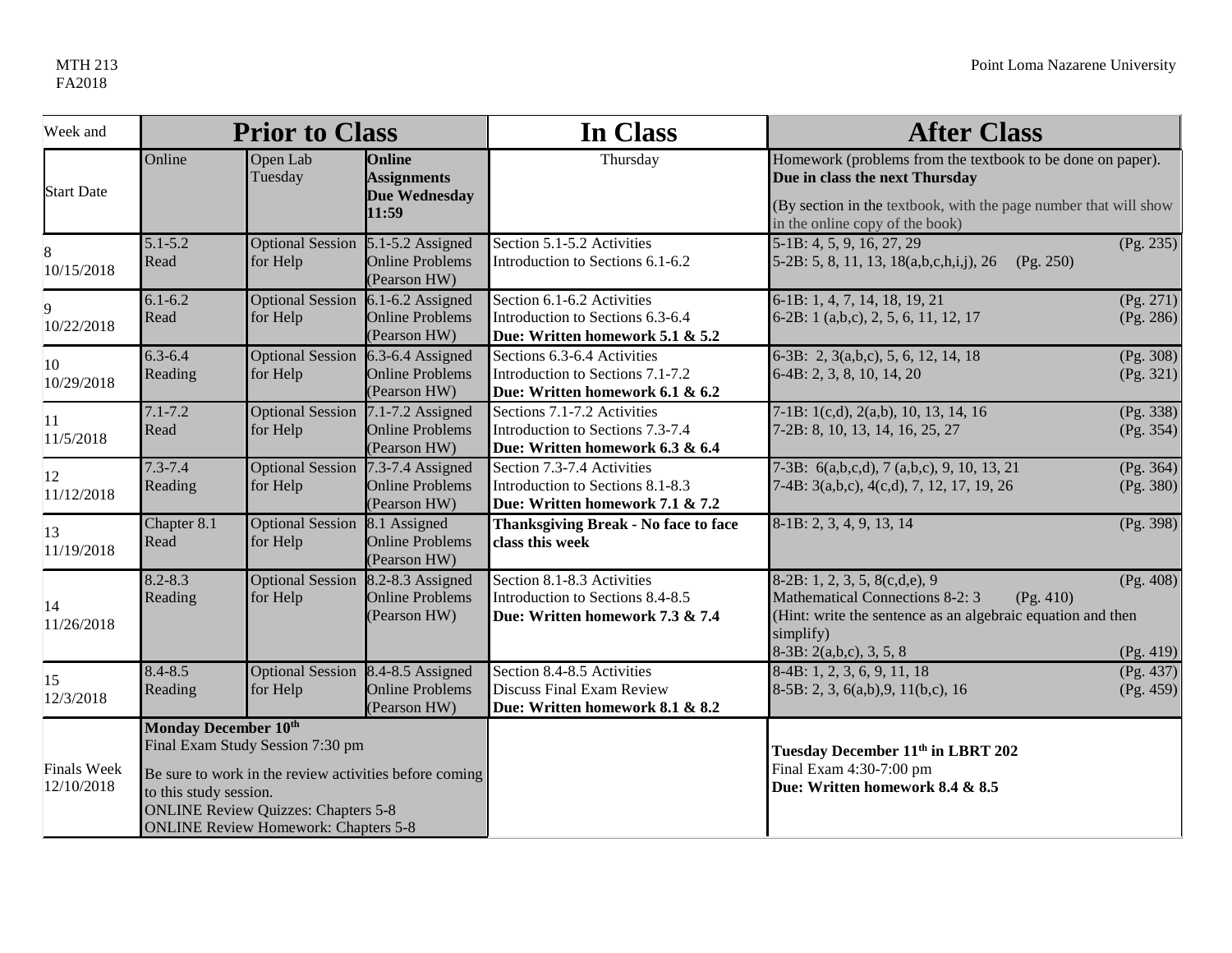| Week and Start Date | Prior to Class | | | In Class | After Class |
|---|---|---|---|---|---|
| | Online | Open Lab Tuesday | **Online Assignments Due Wednesday 11:59** | Thursday | Homework (problems from the textbook to be done on paper). **Due in class the next Thursday** (By section in the textbook, with the page number that will show in the online copy of the book) |
| 8 10/15/2018 | 5.1-5.2 Read | Optional Session for Help | 5.1-5.2 Assigned Online Problems (Pearson HW) | Section 5.1-5.2 Activities Introduction to Sections 6.1-6.2 | 5-1B: 4, 5, 9, 16, 27, 29 (Pg. 235) 5-2B: 5, 8, 11, 13, 18(a,b,c,h,i,j), 26 (Pg. 250) |
| 9 10/22/2018 | 6.1-6.2 Read | Optional Session for Help | 6.1-6.2 Assigned Online Problems (Pearson HW) | Section 6.1-6.2 Activities Introduction to Sections 6.3-6.4 **Due: Written homework 5.1 & 5.2** | 6-1B: 1, 4, 7, 14, 18, 19, 21 (Pg. 271) 6-2B: 1 (a,b,c), 2, 5, 6, 11, 12, 17 (Pg. 286) |
| 10 10/29/2018 | 6.3-6.4 Reading | Optional Session for Help | 6.3-6.4 Assigned Online Problems (Pearson HW) | Sections 6.3-6.4 Activities Introduction to Sections 7.1-7.2 **Due: Written homework 6.1 & 6.2** | 6-3B: 2, 3(a,b,c), 5, 6, 12, 14, 18 (Pg. 308) 6-4B: 2, 3, 8, 10, 14, 20 (Pg. 321) |
| 11 11/5/2018 | 7.1-7.2 Read | Optional Session for Help | 7.1-7.2 Assigned Online Problems (Pearson HW) | Sections 7.1-7.2 Activities Introduction to Sections 7.3-7.4 **Due: Written homework 6.3 & 6.4** | 7-1B: 1(c,d), 2(a,b), 10, 13, 14, 16 (Pg. 338) 7-2B: 8, 10, 13, 14, 16, 25, 27 (Pg. 354) |
| 12 11/12/2018 | 7.3-7.4 Reading | Optional Session for Help | 7.3-7.4 Assigned Online Problems (Pearson HW) | Section 7.3-7.4 Activities Introduction to Sections 8.1-8.3 **Due: Written homework 7.1 & 7.2** | 7-3B: 6(a,b,c,d), 7 (a,b,c), 9, 10, 13, 21 (Pg. 364) 7-4B: 3(a,b,c), 4(c,d), 7, 12, 17, 19, 26 (Pg. 380) |
| 13 11/19/2018 | Chapter 8.1 Read | Optional Session for Help | 8.1 Assigned Online Problems (Pearson HW) | **Thanksgiving Break - No face to face class this week** | 8-1B: 2, 3, 4, 9, 13, 14 (Pg. 398) |
| 14 11/26/2018 | 8.2-8.3 Reading | Optional Session for Help | 8.2-8.3 Assigned Online Problems (Pearson HW) | Section 8.1-8.3 Activities Introduction to Sections 8.4-8.5 **Due: Written homework 7.3 & 7.4** | 8-2B: 1, 2, 3, 5, 8(c,d,e), 9 (Pg. 408) Mathematical Connections 8-2: 3 (Pg. 410) (Hint: write the sentence as an algebraic equation and then simplify) 8-3B: 2(a,b,c), 3, 5, 8 (Pg. 419) |
| 15 12/3/2018 | 8.4-8.5 Reading | Optional Session for Help | 8.4-8.5 Assigned Online Problems (Pearson HW) | Section 8.4-8.5 Activities Discuss Final Exam Review **Due: Written homework 8.1 & 8.2** | 8-4B: 1, 2, 3, 6, 9, 11, 18 (Pg. 437) 8-5B: 2, 3, 6(a,b),9, 11(b,c), 16 (Pg. 459) |
| Finals Week 12/10/2018 | **Monday December 10th** Final Exam Study Session 7:30 pm Be sure to work in the review activities before coming to this study session. ONLINE Review Quizzes: Chapters 5-8 ONLINE Review Homework: Chapters 5-8 | | | | **Tuesday December 11th in LBRT 202** Final Exam 4:30-7:00 pm **Due: Written homework 8.4 & 8.5** |